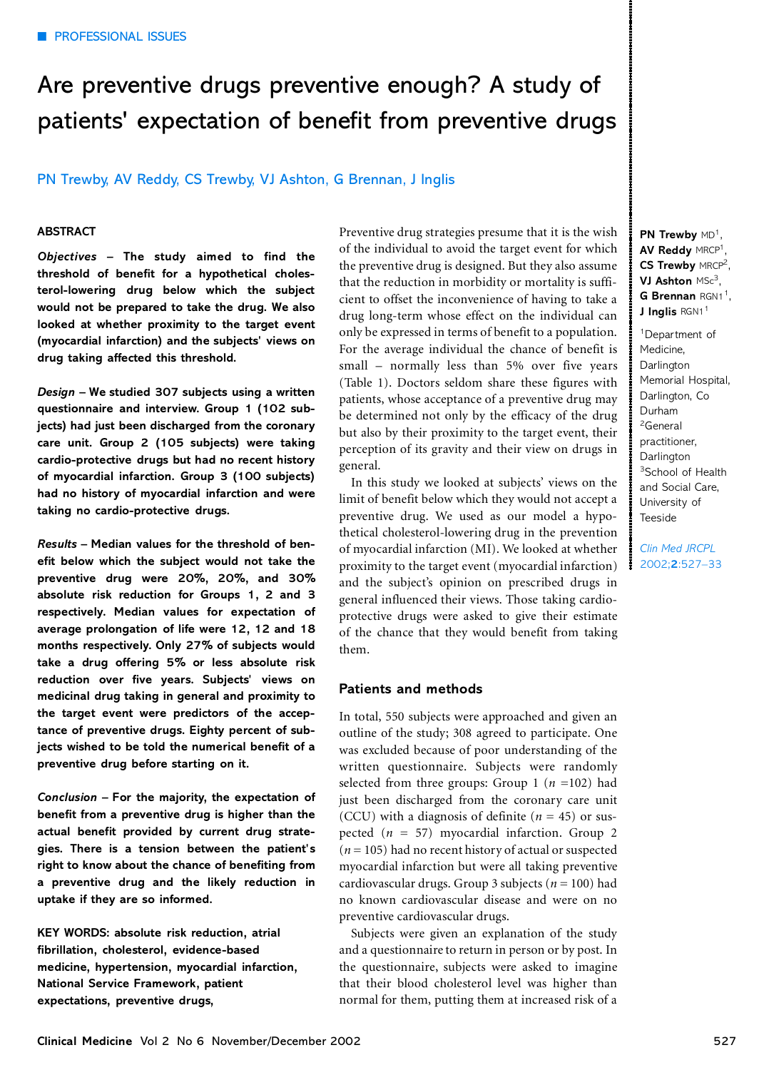PROFESSIONAL ISSUES

# Are preventive drugs preventive enough? A study of patients' expectation of benefit from preventive drugs

PN Trewby, AV Reddy, CS Trewby, VJ Ashton, G Brennan, J Inglis

**PN Trewby** MD[1], **AV Reddy** MRCP[1], **CS Trewby** MRCP[2], **VJ Ashton** MSc[3], **G Brennan** RGN1[1], **J Inglis** RGN1[1]

[1]Department of Medicine, Darlington Memorial Hospital, Darlington, Co Durham
[2]General practitioner, Darlington
[3]School of Health and Social Care, University of Teeside

*Clin Med JRCPL* 2002;**2**:527–33

## ABSTRACT

***Objectives*** **– The study aimed to find the threshold of benefit for a hypothetical cholesterol-lowering drug below which the subject would not be prepared to take the drug. We also looked at whether proximity to the target event (myocardial infarction) and the subjects' views on drug taking affected this threshold.**

***Design*** **– We studied 307 subjects using a written questionnaire and interview. Group 1 (102 subjects) had just been discharged from the coronary care unit. Group 2 (105 subjects) were taking cardio-protective drugs but had no recent history of myocardial infarction. Group 3 (100 subjects) had no history of myocardial infarction and were taking no cardio-protective drugs.**

***Results*** **– Median values for the threshold of benefit below which the subject would not take the preventive drug were 20%, 20%, and 30% absolute risk reduction for Groups 1, 2 and 3 respectively. Median values for expectation of average prolongation of life were 12, 12 and 18 months respectively. Only 27% of subjects would take a drug offering 5% or less absolute risk reduction over five years. Subjects' views on medicinal drug taking in general and proximity to the target event were predictors of the acceptance of preventive drugs. Eighty percent of subjects wished to be told the numerical benefit of a preventive drug before starting on it.**

***Conclusion*** **– For the majority, the expectation of benefit from a preventive drug is higher than the actual benefit provided by current drug strategies. There is a tension between the patient's right to know about the chance of benefiting from a preventive drug and the likely reduction in uptake if they are so informed.**

**KEY WORDS: absolute risk reduction, atrial fibrillation, cholesterol, evidence-based medicine, hypertension, myocardial infarction, National Service Framework, patient expectations, preventive drugs,**

Preventive drug strategies presume that it is the wish of the individual to avoid the target event for which the preventive drug is designed. But they also assume that the reduction in morbidity or mortality is sufficient to offset the inconvenience of having to take a drug long-term whose effect on the individual can only be expressed in terms of benefit to a population. For the average individual the chance of benefit is small – normally less than 5% over five years (Table 1). Doctors seldom share these figures with patients, whose acceptance of a preventive drug may be determined not only by the efficacy of the drug but also by their proximity to the target event, their perception of its gravity and their view on drugs in general.

In this study we looked at subjects' views on the limit of benefit below which they would not accept a preventive drug. We used as our model a hypothetical cholesterol-lowering drug in the prevention of myocardial infarction (MI). We looked at whether proximity to the target event (myocardial infarction) and the subject's opinion on prescribed drugs in general influenced their views. Those taking cardio-protective drugs were asked to give their estimate of the chance that they would benefit from taking them.

## Patients and methods

In total, 550 subjects were approached and given an outline of the study; 308 agreed to participate. One was excluded because of poor understanding of the written questionnaire. Subjects were randomly selected from three groups: Group 1 ($n$ =102) had just been discharged from the coronary care unit (CCU) with a diagnosis of definite ($n$ = 45) or suspected ($n$ = 57) myocardial infarction. Group 2 ($n$ = 105) had no recent history of actual or suspected myocardial infarction but were all taking preventive cardiovascular drugs. Group 3 subjects ($n$ = 100) had no known cardiovascular disease and were on no preventive cardiovascular drugs.

Subjects were given an explanation of the study and a questionnaire to return in person or by post. In the questionnaire, subjects were asked to imagine that their blood cholesterol level was higher than normal for them, putting them at increased risk of a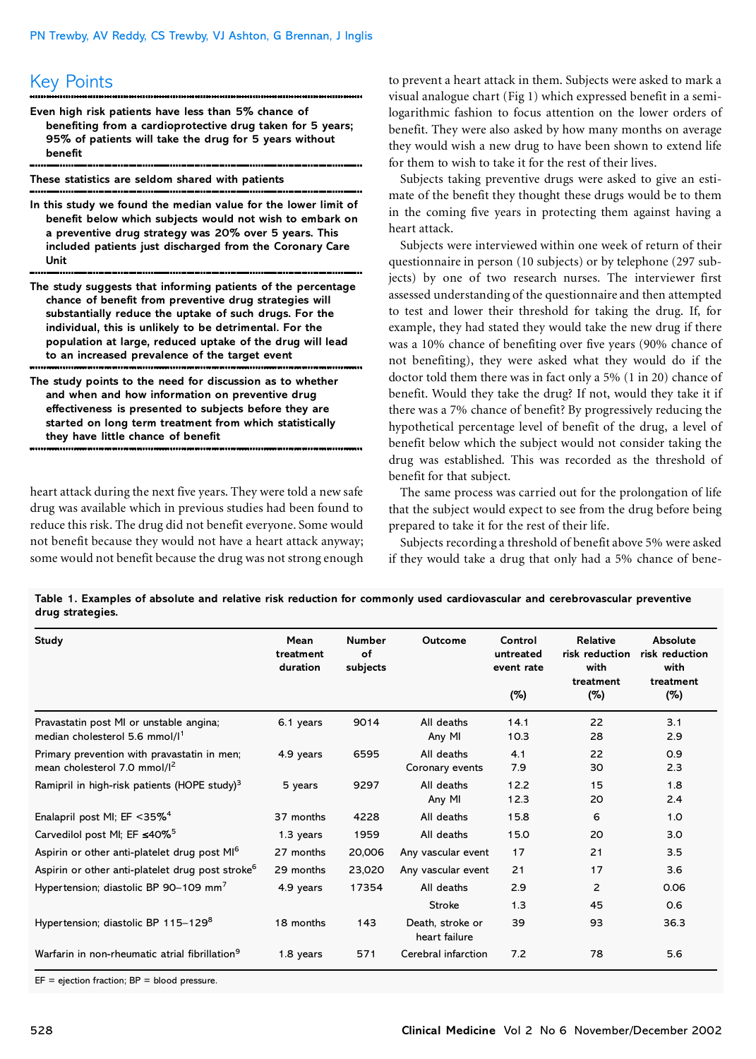## Key Points

**Even high risk patients have less than 5% chance of benefiting from a cardioprotective drug taken for 5 years; 95% of patients will take the drug for 5 years without benefit**

**These statistics are seldom shared with patients**

**In this study we found the median value for the lower limit of benefit below which subjects would not wish to embark on a preventive drug strategy was 20% over 5 years. This included patients just discharged from the Coronary Care Unit**

**The study suggests that informing patients of the percentage chance of benefit from preventive drug strategies will substantially reduce the uptake of such drugs. For the individual, this is unlikely to be detrimental. For the population at large, reduced uptake of the drug will lead to an increased prevalence of the target event**

**The study points to the need for discussion as to whether and when and how information on preventive drug effectiveness is presented to subjects before they are started on long term treatment from which statistically they have little chance of benefit**

heart attack during the next five years. They were told a new safe drug was available which in previous studies had been found to reduce this risk. The drug did not benefit everyone. Some would not benefit because they would not have a heart attack anyway; some would not benefit because the drug was not strong enough to prevent a heart attack in them. Subjects were asked to mark a visual analogue chart (Fig 1) which expressed benefit in a semi-logarithmic fashion to focus attention on the lower orders of benefit. They were also asked by how many months on average they would wish a new drug to have been shown to extend life for them to wish to take it for the rest of their lives.

Subjects taking preventive drugs were asked to give an estimate of the benefit they thought these drugs would be to them in the coming five years in protecting them against having a heart attack.

Subjects were interviewed within one week of return of their questionnaire in person (10 subjects) or by telephone (297 subjects) by one of two research nurses. The interviewer first assessed understanding of the questionnaire and then attempted to test and lower their threshold for taking the drug. If, for example, they had stated they would take the new drug if there was a 10% chance of benefiting over five years (90% chance of not benefiting), they were asked what they would do if the doctor told them there was in fact only a 5% (1 in 20) chance of benefit. Would they take the drug? If not, would they take it if there was a 7% chance of benefit? By progressively reducing the hypothetical percentage level of benefit of the drug, a level of benefit below which the subject would not consider taking the drug was established. This was recorded as the threshold of benefit for that subject.

The same process was carried out for the prolongation of life that the subject would expect to see from the drug before being prepared to take it for the rest of their life.

Subjects recording a threshold of benefit above 5% were asked if they would take a drug that only had a 5% chance of bene-

**Table 1. Examples of absolute and relative risk reduction for commonly used cardiovascular and cerebrovascular preventive drug strategies.**

| Study | Mean treatment duration | Number of subjects | Outcome | Control untreated event rate (%) | Relative risk reduction with treatment (%) | Absolute risk reduction with treatment (%) |
|---|---|---|---|---|---|---|
| Pravastatin post MI or unstable angina; median cholesterol 5.6 mmol/l[1] | 6.1 years | 9014 | All deaths | 14.1 | 22 | 3.1 |
| | | | Any MI | 10.3 | 28 | 2.9 |
| Primary prevention with pravastatin in men; mean cholesterol 7.0 mmol/l[2] | 4.9 years | 6595 | All deaths | 4.1 | 22 | 0.9 |
| | | | Coronary events | 7.9 | 30 | 2.3 |
| Ramipril in high-risk patients (HOPE study)[3] | 5 years | 9297 | All deaths | 12.2 | 15 | 1.8 |
| | | | Any MI | 12.3 | 20 | 2.4 |
| Enalapril post MI; EF <35%[4] | 37 months | 4228 | All deaths | 15.8 | 6 | 1.0 |
| Carvedilol post MI; EF ≤40%[5] | 1.3 years | 1959 | All deaths | 15.0 | 20 | 3.0 |
| Aspirin or other anti-platelet drug post MI[6] | 27 months | 20,006 | Any vascular event | 17 | 21 | 3.5 |
| Aspirin or other anti-platelet drug post stroke[6] | 29 months | 23,020 | Any vascular event | 21 | 17 | 3.6 |
| Hypertension; diastolic BP 90–109 mm[7] | 4.9 years | 17354 | All deaths | 2.9 | 2 | 0.06 |
| | | | Stroke | 1.3 | 45 | 0.6 |
| Hypertension; diastolic BP 115–129[8] | 18 months | 143 | Death, stroke or heart failure | 39 | 93 | 36.3 |
| Warfarin in non-rheumatic atrial fibrillation[9] | 1.8 years | 571 | Cerebral infarction | 7.2 | 78 | 5.6 |

EF = ejection fraction; BP = blood pressure.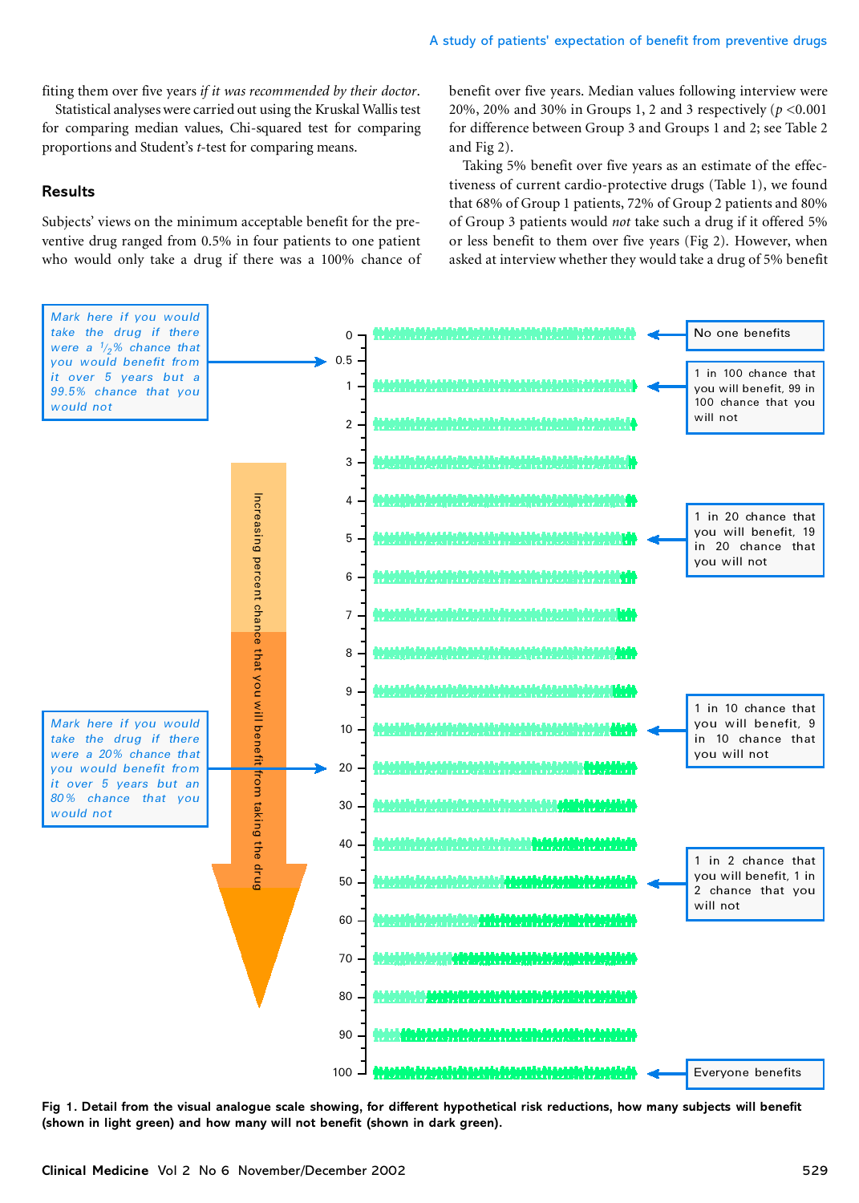fiting them over five years *if it was recommended by their doctor*.

Statistical analyses were carried out using the Kruskal Wallis test for comparing median values, Chi-squared test for comparing proportions and Student's *t*-test for comparing means.

## Results

Subjects' views on the minimum acceptable benefit for the preventive drug ranged from 0.5% in four patients to one patient who would only take a drug if there was a 100% chance of benefit over five years. Median values following interview were 20%, 20% and 30% in Groups 1, 2 and 3 respectively ($p$ <0.001 for difference between Group 3 and Groups 1 and 2; see Table 2 and Fig 2).

Taking 5% benefit over five years as an estimate of the effectiveness of current cardio-protective drugs (Table 1), we found that 68% of Group 1 patients, 72% of Group 2 patients and 80% of Group 3 patients would *not* take such a drug if it offered 5% or less benefit to them over five years (Fig 2). However, when asked at interview whether they would take a drug of 5% benefit

Mark here if you would take the drug if there were a ½% chance that you would benefit from it over 5 years but a 99.5% chance that you would not

Mark here if you would take the drug if there were a 20% chance that you would benefit from it over 5 years but an 80% chance that you would not

Increasing percent chance that you will benefit from taking the drug

0, 0.5, 1, 2, 3, 4, 5, 6, 7, 8, 9, 10, 20, 30, 40, 50, 60, 70, 80, 90, 100

No one benefits

1 in 100 chance that you will benefit, 99 in 100 chance that you will not

1 in 20 chance that you will benefit, 19 in 20 chance that you will not

1 in 10 chance that you will benefit, 9 in 10 chance that you will not

1 in 2 chance that you will benefit, 1 in 2 chance that you will not

Everyone benefits

**Fig 1. Detail from the visual analogue scale showing, for different hypothetical risk reductions, how many subjects will benefit (shown in light green) and how many will not benefit (shown in dark green).**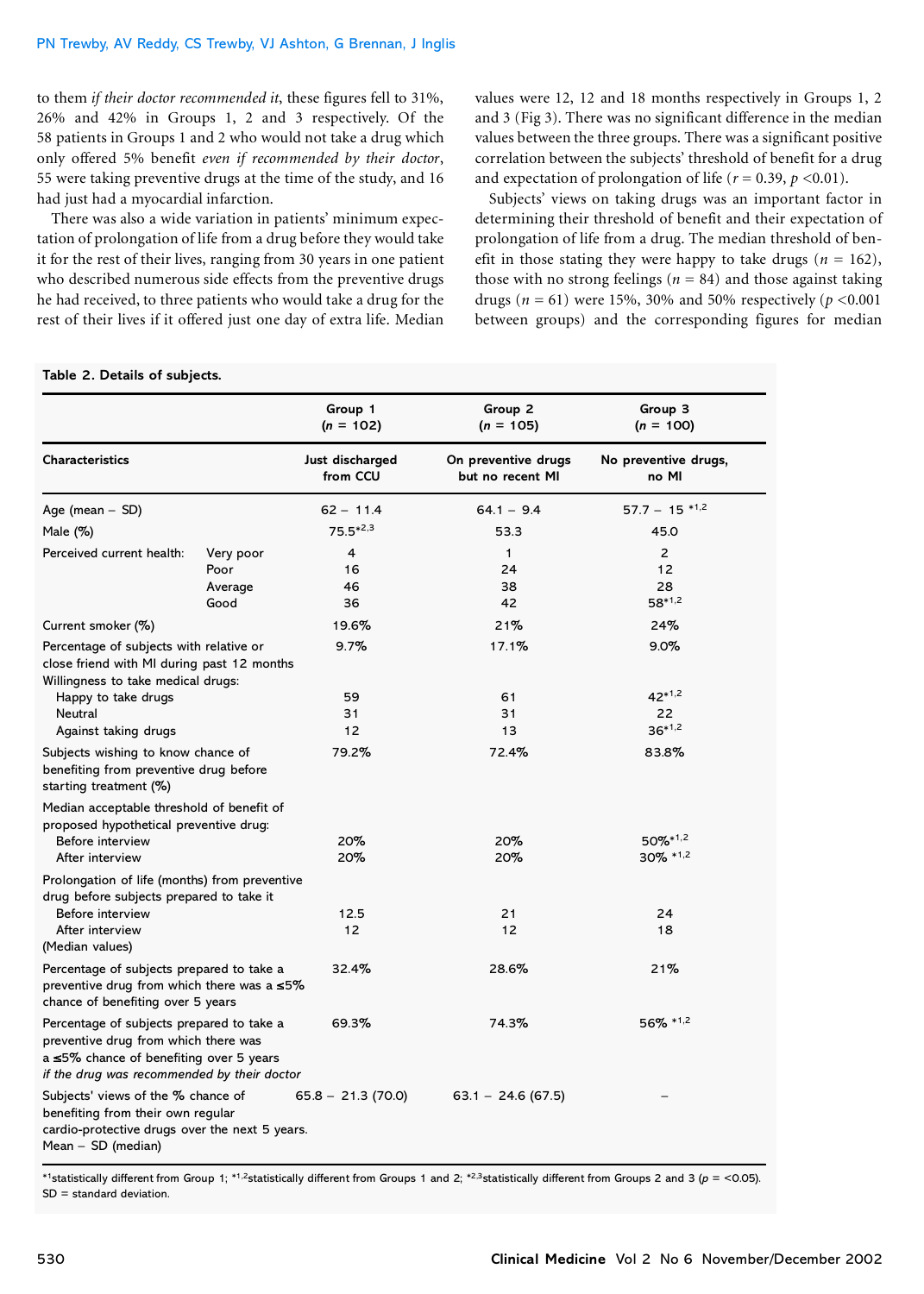to them *if their doctor recommended it*, these figures fell to 31%, 26% and 42% in Groups 1, 2 and 3 respectively. Of the 58 patients in Groups 1 and 2 who would not take a drug which only offered 5% benefit *even if recommended by their doctor*, 55 were taking preventive drugs at the time of the study, and 16 had just had a myocardial infarction.

There was also a wide variation in patients' minimum expectation of prolongation of life from a drug before they would take it for the rest of their lives, ranging from 30 years in one patient who described numerous side effects from the preventive drugs he had received, to three patients who would take a drug for the rest of their lives if it offered just one day of extra life. Median values were 12, 12 and 18 months respectively in Groups 1, 2 and 3 (Fig 3). There was no significant difference in the median values between the three groups. There was a significant positive correlation between the subjects' threshold of benefit for a drug and expectation of prolongation of life ($r = 0.39$, $p < 0.01$).

Subjects' views on taking drugs was an important factor in determining their threshold of benefit and their expectation of prolongation of life from a drug. The median threshold of benefit in those stating they were happy to take drugs ($n = 162$), those with no strong feelings ($n = 84$) and those against taking drugs ($n = 61$) were 15%, 30% and 50% respectively ($p < 0.001$ between groups) and the corresponding figures for median

**Table 2. Details of subjects.**

| Characteristics | | Group 1 ($n = 102$) Just discharged from CCU | Group 2 ($n = 105$) On preventive drugs but no recent MI | Group 3 ($n = 100$) No preventive drugs, no MI |
|---|---|---|---|---|
| Age (mean – SD) | | 62 – 11.4 | 64.1 – 9.4 | 57.7 – 15 *[1,2] |
| Male (%) | | 75.5*[2,3] | 53.3 | 45.0 |
| Perceived current health: | Very poor | 4 | 1 | 2 |
| | Poor | 16 | 24 | 12 |
| | Average | 46 | 38 | 28 |
| | Good | 36 | 42 | 58*[1,2] |
| Current smoker (%) | | 19.6% | 21% | 24% |
| Percentage of subjects with relative or close friend with MI during past 12 months | | 9.7% | 17.1% | 9.0% |
| Willingness to take medical drugs: | | | | |
| Happy to take drugs | | 59 | 61 | 42*[1,2] |
| Neutral | | 31 | 31 | 22 |
| Against taking drugs | | 12 | 13 | 36*[1,2] |
| Subjects wishing to know chance of benefiting from preventive drug before starting treatment (%) | | 79.2% | 72.4% | 83.8% |
| Median acceptable threshold of benefit of proposed hypothetical preventive drug: | | | | |
| Before interview | | 20% | 20% | 50%*[1,2] |
| After interview | | 20% | 20% | 30% *[1,2] |
| Prolongation of life (months) from preventive drug before subjects prepared to take it | | | | |
| Before interview | | 12.5 | 21 | 24 |
| After interview | | 12 | 12 | 18 |
| (Median values) | | | | |
| Percentage of subjects prepared to take a preventive drug from which there was a ≤5% chance of benefiting over 5 years | | 32.4% | 28.6% | 21% |
| Percentage of subjects prepared to take a preventive drug from which there was a ≤5% chance of benefiting over 5 years *if the drug was recommended by their doctor* | | 69.3% | 74.3% | 56% *[1,2] |
| Subjects' views of the % chance of benefiting from their own regular cardio-protective drugs over the next 5 years. Mean – SD (median) | | 65.8 – 21.3 (70.0) | 63.1 – 24.6 (67.5) | – |

*[1]statistically different from Group 1; *[1,2]statistically different from Groups 1 and 2; *[2,3]statistically different from Groups 2 and 3 ($p = < 0.05$). SD = standard deviation.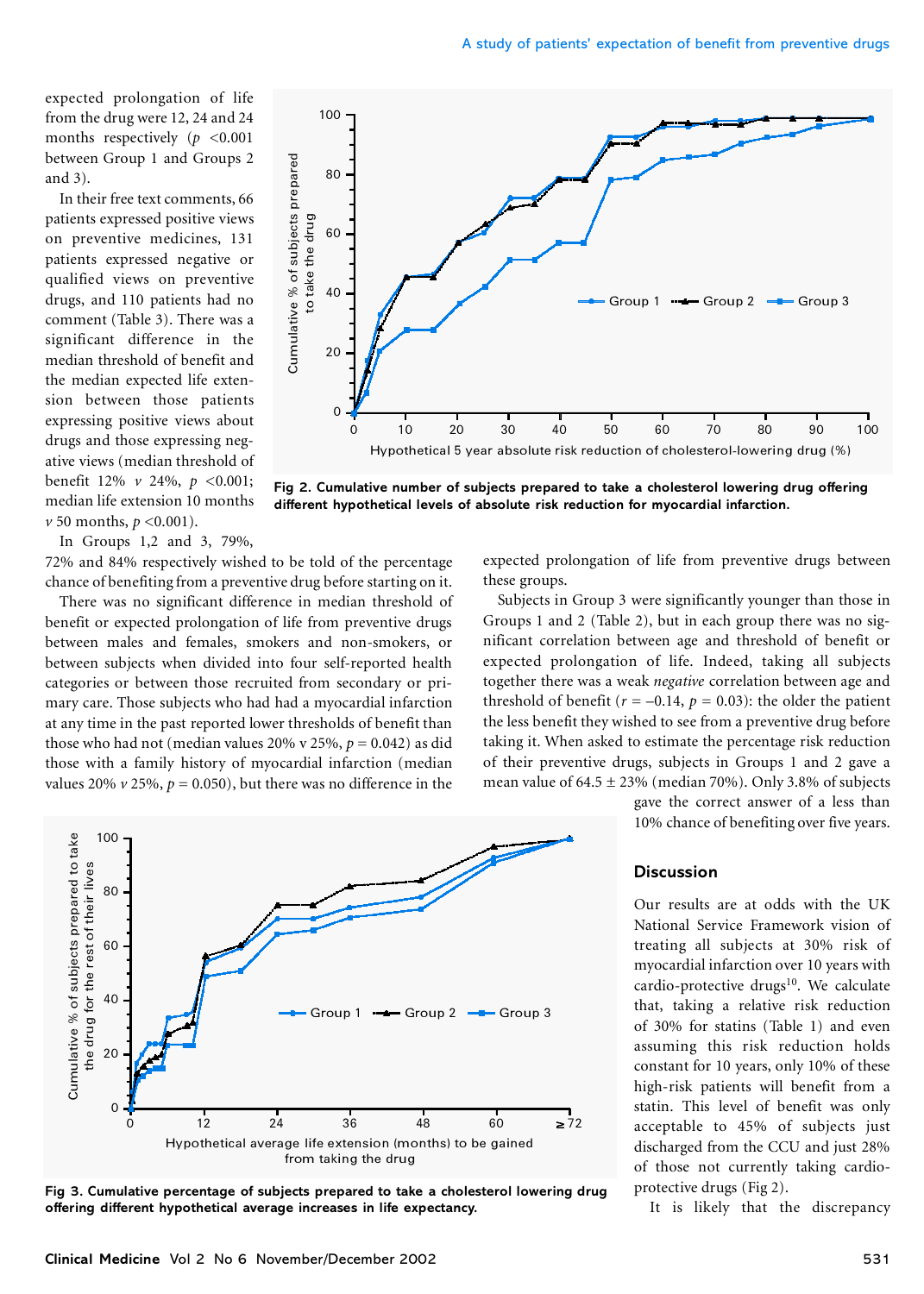expected prolongation of life from the drug were 12, 24 and 24 months respectively ($p$ <0.001 between Group 1 and Groups 2 and 3).

In their free text comments, 66 patients expressed positive views on preventive medicines, 131 patients expressed negative or qualified views on preventive drugs, and 110 patients had no comment (Table 3). There was a significant difference in the median threshold of benefit and the median expected life extension between those patients expressing positive views about drugs and those expressing negative views (median threshold of benefit 12% *v* 24%, $p$ <0.001; median life extension 10 months *v* 50 months, $p$ <0.001).

In Groups 1,2 and 3, 79%, 72% and 84% respectively wished to be told of the percentage chance of benefiting from a preventive drug before starting on it.

There was no significant difference in median threshold of benefit or expected prolongation of life from preventive drugs between males and females, smokers and non-smokers, or between subjects when divided into four self-reported health categories or between those recruited from secondary or primary care. Those subjects who had had a myocardial infarction at any time in the past reported lower thresholds of benefit than those who had not (median values 20% v 25%, $p$ = 0.042) as did those with a family history of myocardial infarction (median values 20% *v* 25%, $p$ = 0.050), but there was no difference in the expected prolongation of life from preventive drugs between these groups.

Subjects in Group 3 were significantly younger than those in Groups 1 and 2 (Table 2), but in each group there was no significant correlation between age and threshold of benefit or expected prolongation of life. Indeed, taking all subjects together there was a weak *negative* correlation between age and threshold of benefit ($r$ = –0.14, $p$ = 0.03): the older the patient the less benefit they wished to see from a preventive drug before taking it. When asked to estimate the percentage risk reduction of their preventive drugs, subjects in Groups 1 and 2 gave a mean value of 64.5 ± 23% (median 70%). Only 3.8% of subjects gave the correct answer of a less than 10% chance of benefiting over five years.

**Fig 2. Cumulative number of subjects prepared to take a cholesterol lowering drug offering different hypothetical levels of absolute risk reduction for myocardial infarction.**

**Fig 3. Cumulative percentage of subjects prepared to take a cholesterol lowering drug offering different hypothetical average increases in life expectancy.**

## Discussion

Our results are at odds with the UK National Service Framework vision of treating all subjects at 30% risk of myocardial infarction over 10 years with cardio-protective drugs[10]. We calculate that, taking a relative risk reduction of 30% for statins (Table 1) and even assuming this risk reduction holds constant for 10 years, only 10% of these high-risk patients will benefit from a statin. This level of benefit was only acceptable to 45% of subjects just discharged from the CCU and just 28% of those not currently taking cardio-protective drugs (Fig 2).

It is likely that the discrepancy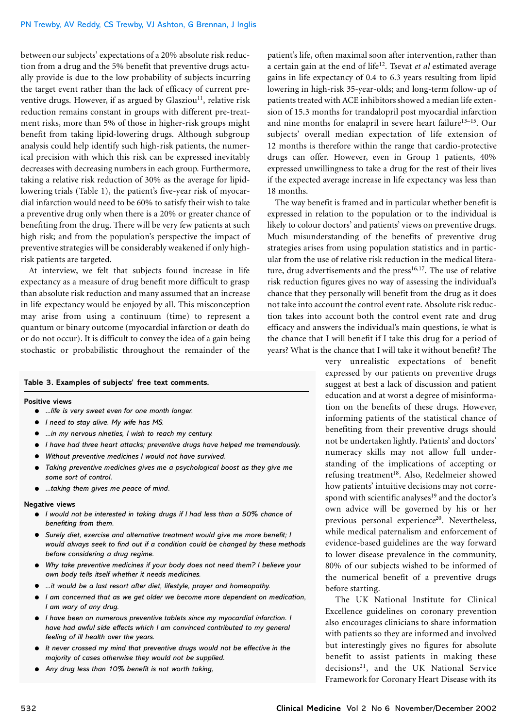between our subjects' expectations of a 20% absolute risk reduction from a drug and the 5% benefit that preventive drugs actually provide is due to the low probability of subjects incurring the target event rather than the lack of efficacy of current preventive drugs. However, if as argued by Glasziou[11], relative risk reduction remains constant in groups with different pre-treatment risks, more than 5% of those in higher-risk groups might benefit from taking lipid-lowering drugs. Although subgroup analysis could help identify such high-risk patients, the numerical precision with which this risk can be expressed inevitably decreases with decreasing numbers in each group. Furthermore, taking a relative risk reduction of 30% as the average for lipid-lowering trials (Table 1), the patient's five-year risk of myocardial infarction would need to be 60% to satisfy their wish to take a preventive drug only when there is a 20% or greater chance of benefiting from the drug. There will be very few patients at such high risk; and from the population's perspective the impact of preventive strategies will be considerably weakened if only high-risk patients are targeted.

At interview, we felt that subjects found increase in life expectancy as a measure of drug benefit more difficult to grasp than absolute risk reduction and many assumed that an increase in life expectancy would be enjoyed by all. This misconception may arise from using a continuum (time) to represent a quantum or binary outcome (myocardial infarction or death do or do not occur). It is difficult to convey the idea of a gain being stochastic or probabilistic throughout the remainder of the patient's life, often maximal soon after intervention, rather than a certain gain at the end of life[12]. Tsevat *et al* estimated average gains in life expectancy of 0.4 to 6.3 years resulting from lipid lowering in high-risk 35-year-olds; and long-term follow-up of patients treated with ACE inhibitors showed a median life extension of 15.3 months for trandalopril post myocardial infarction and nine months for enalapril in severe heart failure[13–15]. Our subjects' overall median expectation of life extension of 12 months is therefore within the range that cardio-protective drugs can offer. However, even in Group 1 patients, 40% expressed unwillingness to take a drug for the rest of their lives if the expected average increase in life expectancy was less than 18 months.

The way benefit is framed and in particular whether benefit is expressed in relation to the population or to the individual is likely to colour doctors' and patients' views on preventive drugs. Much misunderstanding of the benefits of preventive drug strategies arises from using population statistics and in particular from the use of relative risk reduction in the medical literature, drug advertisements and the press[16,17]. The use of relative risk reduction figures gives no way of assessing the individual's chance that they personally will benefit from the drug as it does not take into account the control event rate. Absolute risk reduction takes into account both the control event rate and drug efficacy and answers the individual's main questions, ie what is the chance that I will benefit if I take this drug for a period of years? What is the chance that I will take it without benefit? The very unrealistic expectations of benefit expressed by our patients on preventive drugs suggest at best a lack of discussion and patient education and at worst a degree of misinformation on the benefits of these drugs. However, informing patients of the statistical chance of benefiting from their preventive drugs should not be undertaken lightly. Patients' and doctors' numeracy skills may not allow full understanding of the implications of accepting or refusing treatment[18]. Also, Redelmeier showed how patients' intuitive decisions may not correspond with scientific analyses[19] and the doctor's own advice will be governed by his or her previous personal experience[20]. Nevertheless, while medical paternalism and enforcement of evidence-based guidelines are the way forward to lower disease prevalence in the community, 80% of our subjects wished to be informed of the numerical benefit of a preventive drugs before starting.

The UK National Institute for Clinical Excellence guidelines on coronary prevention also encourages clinicians to share information with patients so they are informed and involved but interestingly gives no figures for absolute benefit to assist patients in making these decisions[21], and the UK National Service Framework for Coronary Heart Disease with its

**Table 3. Examples of subjects' free text comments.**

**Positive views**

- *...life is very sweet even for one month longer.*
- *I need to stay alive. My wife has MS.*
- *...in my nervous nineties, I wish to reach my century.*
- *I have had three heart attacks; preventive drugs have helped me tremendously.*
- *Without preventive medicines I would not have survived.*
- *Taking preventive medicines gives me a psychological boost as they give me some sort of control.*
- *...taking them gives me peace of mind.*

**Negative views**

- *I would not be interested in taking drugs if I had less than a 50% chance of benefiting from them.*
- *Surely diet, exercise and alternative treatment would give me more benefit; I would always seek to find out if a condition could be changed by these methods before considering a drug regime.*
- *Why take preventive medicines if your body does not need them? I believe your own body tells itself whether it needs medicines.*
- *...it would be a last resort after diet, lifestyle, prayer and homeopathy.*
- *I am concerned that as we get older we become more dependent on medication, I am wary of any drug.*
- *I have been on numerous preventive tablets since my myocardial infarction. I have had awful side effects which I am convinced contributed to my general feeling of ill health over the years.*
- *It never crossed my mind that preventive drugs would not be effective in the majority of cases otherwise they would not be supplied.*
- *Any drug less than 10% benefit is not worth taking,*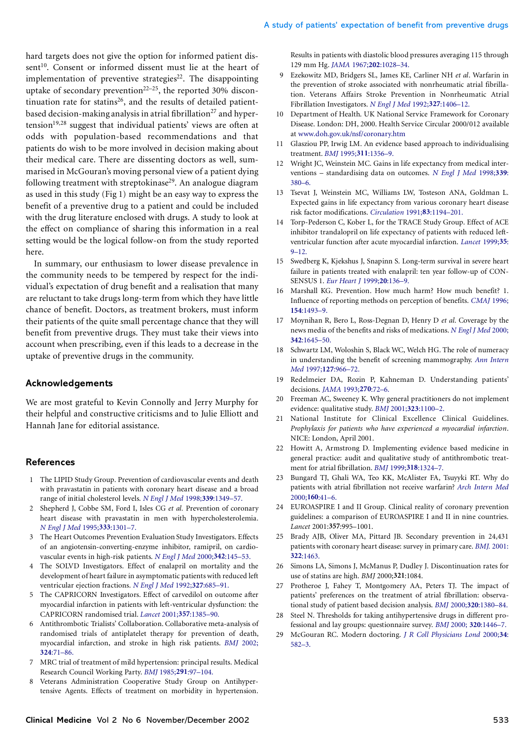hard targets does not give the option for informed patient dissent[10]. Consent or informed dissent must lie at the heart of implementation of preventive strategies[22]. The disappointing uptake of secondary prevention[22–25], the reported 30% discontinuation rate for statins[26], and the results of detailed patient-based decision-making analysis in atrial fibrillation[27] and hypertension[19,28] suggest that individual patients' views are often at odds with population-based recommendations and that patients do wish to be more involved in decision making about their medical care. There are dissenting doctors as well, summarised in McGouran's moving personal view of a patient dying following treatment with streptokinase[29]. An analogue diagram as used in this study (Fig 1) might be an easy way to express the benefit of a preventive drug to a patient and could be included with the drug literature enclosed with drugs. A study to look at the effect on compliance of sharing this information in a real setting would be the logical follow-on from the study reported here.

In summary, our enthusiasm to lower disease prevalence in the community needs to be tempered by respect for the individual's expectation of drug benefit and a realisation that many are reluctant to take drugs long-term from which they have little chance of benefit. Doctors, as treatment brokers, must inform their patients of the quite small percentage chance that they will benefit from preventive drugs. They must take their views into account when prescribing, even if this leads to a decrease in the uptake of preventive drugs in the community.

## Acknowledgements

We are most grateful to Kevin Connolly and Jerry Murphy for their helpful and constructive criticisms and to Julie Elliott and Hannah Jane for editorial assistance.

## References

1. The LIPID Study Group. Prevention of cardiovascular events and death with pravastatin in patients with coronary heart disease and a broad range of initial cholesterol levels. *N Engl J Med* 1998;**339**:1349–57.
2. Shepherd J, Cobbe SM, Ford I, Isles CG *et al*. Prevention of coronary heart disease with pravastatin in men with hypercholesterolemia. *N Engl J Med* 1995;**333**:1301–7.
3. The Heart Outcomes Prevention Evaluation Study Investigators. Effects of an angiotensin-converting-enzyme inhibitor, ramipril, on cardiovascular events in high-risk patients. *N Engl J Med* 2000;**342**:145–53.
4. The SOLVD Investigators. Effect of enalapril on mortality and the development of heart failure in asymptomatic patients with reduced left ventricular ejection fractions. *N Engl J Med* 1992;**327**:685–91.
5. The CAPRICORN Investigators. Effect of carvedilol on outcome after myocardial infarction in patients with left-ventricular dysfunction: the CAPRICORN randomised trial. *Lancet* 2001;**357**:1385–90.
6. Antithrombotic Trialists' Collaboration. Collaborative meta-analysis of randomised trials of antiplatelet therapy for prevention of death, myocardial infarction, and stroke in high risk patients. *BMJ* 2002;**324**:71–86.
7. MRC trial of treatment of mild hypertension: principal results. Medical Research Council Working Party. *BMJ* 1985;**291**:97–104.
8. Veterans Administration Cooperative Study Group on Antihypertensive Agents. Effects of treatment on morbidity in hypertension. Results in patients with diastolic blood pressures averaging 115 through 129 mm Hg. *JAMA* 1967;**202**:1028–34.
9. Ezekowitz MD, Bridgers SL, James KE, Carliner NH *et al*. Warfarin in the prevention of stroke associated with nonrheumatic atrial fibrillation. Veterans Affairs Stroke Prevention in Nonrheumatic Atrial Fibrillation Investigators. *N Engl J Med* 1992;**327**:1406–12.
10. Department of Health. UK National Service Framework for Coronary Disease. London: DH, 2000. Health Service Circular 2000/012 available at www.doh.gov.uk/nsf/coronary.htm
11. Glasziou PP, Irwig LM. An evidence based approach to individualising treatment. *BMJ* 1995;**311**:1356–9.
12. Wright JC, Weinstein MC. Gains in life expectancy from medical interventions – standardising data on outcomes. *N Engl J Med* 1998;**339**:380–6.
13. Tsevat J, Weinstein MC, Williams LW, Tosteson ANA, Goldman L. Expected gains in life expectancy from various coronary heart disease risk factor modifications. *Circulation* 1991;**83**:1194–201.
14. Torp-Pederson C, Kober L, for the TRACE Study Group. Effect of ACE inhibitor trandalopril on life expectancy of patients with reduced left-ventricular function after acute myocardial infarction. *Lancet* 1999;**35**:9–12.
15. Swedberg K, Kjekshus J, Snapinn S. Long-term survival in severe heart failure in patients treated with enalapril: ten year follow-up of CONSENSUS 1. *Eur Heart J* 1999;**20**:136–9.
16. Marshall KG. Prevention. How much harm? How much benefit? 1. Influence of reporting methods on perception of benefits. *CMAJ* 1996;**154**:1493–9.
17. Moynihan R, Bero L, Ross-Degnan D, Henry D *et al*. Coverage by the news media of the benefits and risks of medications. *N Engl J Med* 2000;**342**:1645–50.
18. Schwartz LM, Woloshin S, Black WC, Welch HG. The role of numeracy in understanding the benefit of screening mammography. *Ann Intern Med* 1997;**127**:966–72.
19. Redelmeier DA, Rozin P, Kahneman D. Understanding patients' decisions. *JAMA* 1993;**270**:72–6.
20. Freeman AC, Sweeney K. Why general practitioners do not implement evidence: qualitative study. *BMJ* 2001;**323**:1100–2.
21. National Institute for Clinical Excellence Clinical Guidelines. *Prophylaxis for patients who have experienced a myocardial infarction*. NICE: London, April 2001.
22. Howitt A, Armstrong D. Implementing evidence based medicine in general practice: audit and qualitative study of antithrombotic treatment for atrial fibrillation. *BMJ* 1999;**318**:1324–7.
23. Bungard TJ, Ghali WA, Teo KK, McAlister FA, Tsuyuki RT. Why do patients with atrial fibrillation not receive warfarin? *Arch Intern Med* 2000;**160**:41–6.
24. EUROASPIRE I and II Group. Clinical reality of coronary prevention guidelines: a comparison of EUROASPIRE I and II in nine countries. *Lancet* 2001:**357**:995–1001.
25. Brady AJB, Oliver MA, Pittard JB. Secondary prevention in 24,431 patients with coronary heart disease: survey in primary care. *BMJ*. 2001:**322**:1463.
26. Simons LA, Simons J, McManus P, Dudley J. Discontinuation rates for use of statins are high. *BMJ* 2000;**321**:1084.
27. Protheroe J, Fahey T, Montgomery AA, Peters TJ. The impact of patients' preferences on the treatment of atrial fibrillation: observational study of patient based decision analysis. *BMJ* 2000;**320**:1380–84.
28. Steel N. Thresholds for taking antihypertensive drugs in different professional and lay groups: questionnaire survey. *BMJ* 2000; **320**:1446–7.
29. McGouran RC. Modern doctoring. *J R Coll Physicians Lond* 2000;**34**:582–3.